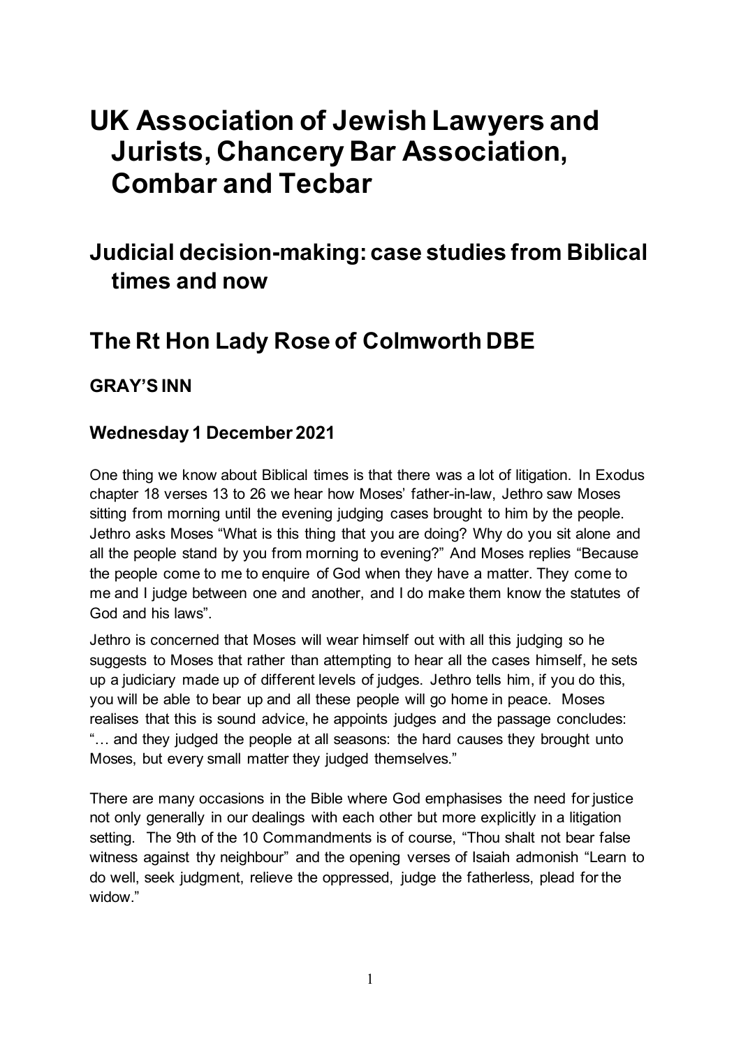# UK Association of Jewish Lawyers and Jurists, Chancery Bar Association, Combar and Tecbar

## Judicial decision-making: case studies from Biblical times and now

## The Rt Hon Lady Rose of Colmworth DBE

### GRAY'S INN

### Wednesday 1 December 2021

One thing we know about Biblical times is that there was a lot of litigation. In Exodus chapter 18 verses 13 to 26 we hear how Moses' father-in-law, Jethro saw Moses sitting from morning until the evening judging cases brought to him by the people. Jethro asks Moses "What is this thing that you are doing? Why do you sit alone and all the people stand by you from morning to evening?" And Moses replies "Because the people come to me to enquire of God when they have a matter. They come to me and I judge between one and another, and I do make them know the statutes of God and his laws".

Jethro is concerned that Moses will wear himself out with all this judging so he suggests to Moses that rather than attempting to hear all the cases himself, he sets up a judiciary made up of different levels of judges. Jethro tells him, if you do this, you will be able to bear up and all these people will go home in peace. Moses realises that this is sound advice, he appoints judges and the passage concludes: "… and they judged the people at all seasons: the hard causes they brought unto Moses, but every small matter they judged themselves."

There are many occasions in the Bible where God emphasises the need for justice not only generally in our dealings with each other but more explicitly in a litigation setting. The 9th of the 10 Commandments is of course, "Thou shalt not bear false witness against thy neighbour" and the opening verses of Isaiah admonish "Learn to do well, seek judgment, relieve the oppressed, judge the fatherless, plead for the widow."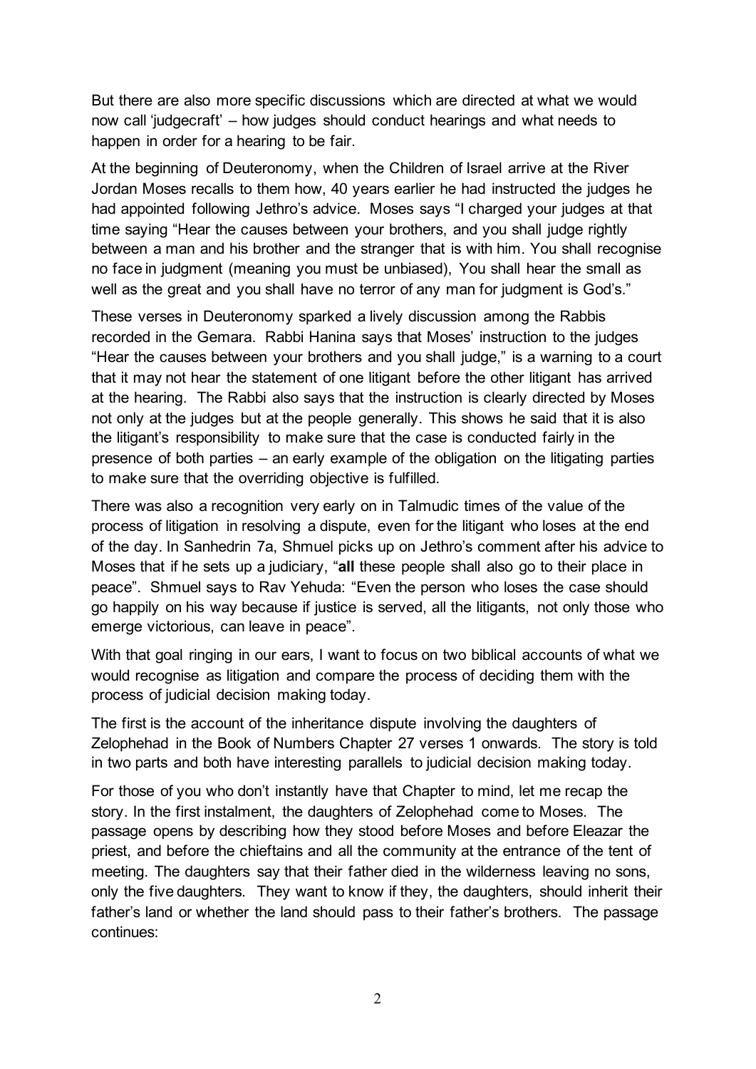But there are also more specific discussions which are directed at what we would now call 'judgecraft' – how judges should conduct hearings and what needs to happen in order for a hearing to be fair.

At the beginning of Deuteronomy, when the Children of Israel arrive at the River Jordan Moses recalls to them how, 40 years earlier he had instructed the judges he had appointed following Jethro's advice. Moses says "I charged your judges at that time saying "Hear the causes between your brothers, and you shall judge rightly between a man and his brother and the stranger that is with him. You shall recognise no face in judgment (meaning you must be unbiased), You shall hear the small as well as the great and you shall have no terror of any man for judgment is God's."

These verses in Deuteronomy sparked a lively discussion among the Rabbis recorded in the Gemara. Rabbi Hanina says that Moses' instruction to the judges "Hear the causes between your brothers and you shall judge," is a warning to a court that it may not hear the statement of one litigant before the other litigant has arrived at the hearing. The Rabbi also says that the instruction is clearly directed by Moses not only at the judges but at the people generally. This shows he said that it is also the litigant's responsibility to make sure that the case is conducted fairly in the presence of both parties – an early example of the obligation on the litigating parties to make sure that the overriding objective is fulfilled.

There was also a recognition very early on in Talmudic times of the value of the process of litigation in resolving a dispute, even for the litigant who loses at the end of the day. In Sanhedrin 7a, Shmuel picks up on Jethro's comment after his advice to Moses that if he sets up a judiciary, "**all** these people shall also go to their place in peace". Shmuel says to Rav Yehuda: "Even the person who loses the case should go happily on his way because if justice is served, all the litigants, not only those who emerge victorious, can leave in peace".

With that goal ringing in our ears, I want to focus on two biblical accounts of what we would recognise as litigation and compare the process of deciding them with the process of judicial decision making today.

The first is the account of the inheritance dispute involving the daughters of Zelophehad in the Book of Numbers Chapter 27 verses 1 onwards. The story is told in two parts and both have interesting parallels to judicial decision making today.

For those of you who don't instantly have that Chapter to mind, let me recap the story. In the first instalment, the daughters of Zelophehad come to Moses. The passage opens by describing how they stood before Moses and before Eleazar the priest, and before the chieftains and all the community at the entrance of the tent of meeting. The daughters say that their father died in the wilderness leaving no sons, only the five daughters. They want to know if they, the daughters, should inherit their father's land or whether the land should pass to their father's brothers. The passage continues: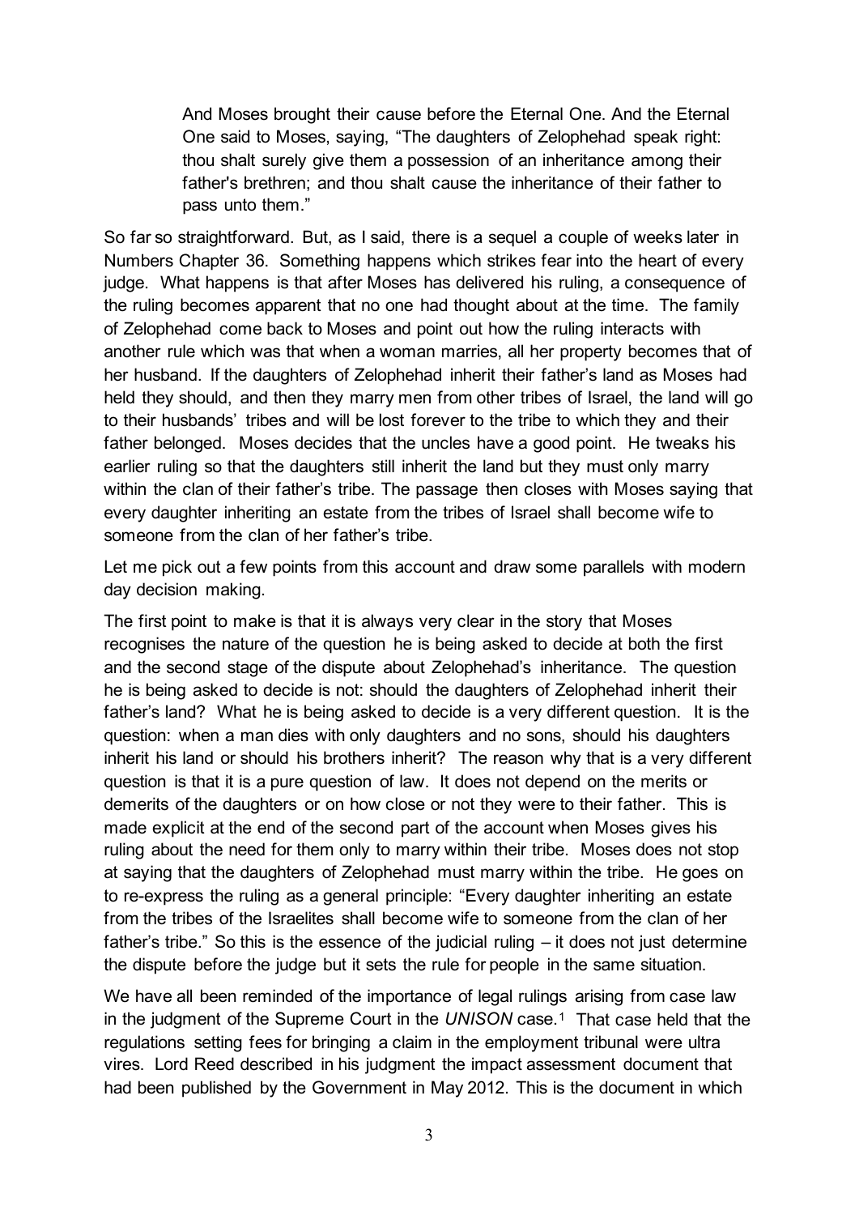> And Moses brought their cause before the Eternal One. And the Eternal One said to Moses, saying, "The daughters of Zelophehad speak right: thou shalt surely give them a possession of an inheritance among their father's brethren; and thou shalt cause the inheritance of their father to pass unto them."

So far so straightforward. But, as I said, there is a sequel a couple of weeks later in Numbers Chapter 36. Something happens which strikes fear into the heart of every judge. What happens is that after Moses has delivered his ruling, a consequence of the ruling becomes apparent that no one had thought about at the time. The family of Zelophehad come back to Moses and point out how the ruling interacts with another rule which was that when a woman marries, all her property becomes that of her husband. If the daughters of Zelophehad inherit their father's land as Moses had held they should, and then they marry men from other tribes of Israel, the land will go to their husbands' tribes and will be lost forever to the tribe to which they and their father belonged. Moses decides that the uncles have a good point. He tweaks his earlier ruling so that the daughters still inherit the land but they must only marry within the clan of their father's tribe. The passage then closes with Moses saying that every daughter inheriting an estate from the tribes of Israel shall become wife to someone from the clan of her father's tribe.

Let me pick out a few points from this account and draw some parallels with modern day decision making.

The first point to make is that it is always very clear in the story that Moses recognises the nature of the question he is being asked to decide at both the first and the second stage of the dispute about Zelophehad's inheritance. The question he is being asked to decide is not: should the daughters of Zelophehad inherit their father's land? What he is being asked to decide is a very different question. It is the question: when a man dies with only daughters and no sons, should his daughters inherit his land or should his brothers inherit? The reason why that is a very different question is that it is a pure question of law. It does not depend on the merits or demerits of the daughters or on how close or not they were to their father. This is made explicit at the end of the second part of the account when Moses gives his ruling about the need for them only to marry within their tribe. Moses does not stop at saying that the daughters of Zelophehad must marry within the tribe. He goes on to re-express the ruling as a general principle: "Every daughter inheriting an estate from the tribes of the Israelites shall become wife to someone from the clan of her father's tribe." So this is the essence of the judicial ruling – it does not just determine the dispute before the judge but it sets the rule for people in the same situation.

We have all been reminded of the importance of legal rulings arising from case law in the judgment of the Supreme Court in the *UNISON* case.[1] That case held that the regulations setting fees for bringing a claim in the employment tribunal were ultra vires. Lord Reed described in his judgment the impact assessment document that had been published by the Government in May 2012. This is the document in which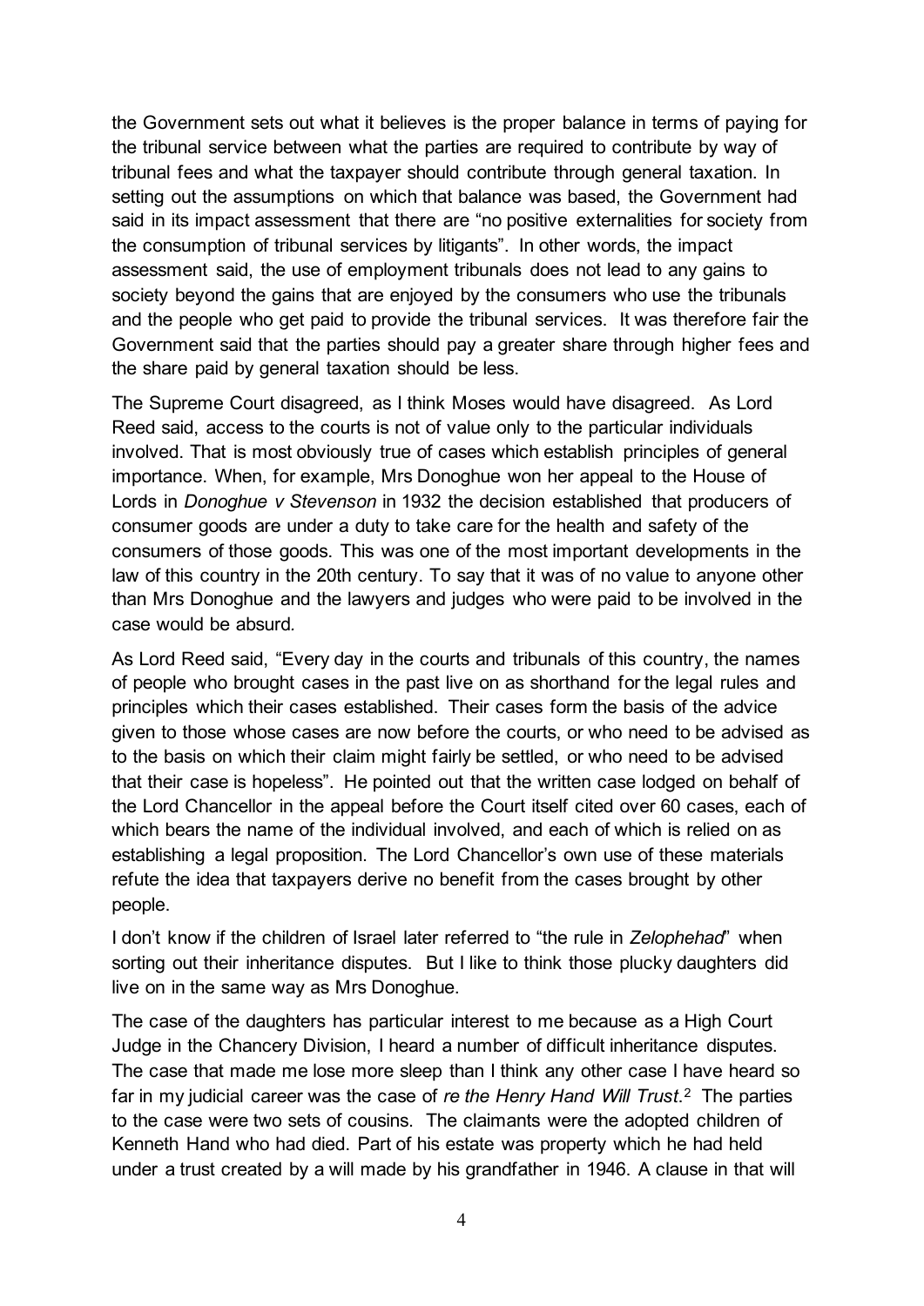the Government sets out what it believes is the proper balance in terms of paying for the tribunal service between what the parties are required to contribute by way of tribunal fees and what the taxpayer should contribute through general taxation. In setting out the assumptions on which that balance was based, the Government had said in its impact assessment that there are "no positive externalities for society from the consumption of tribunal services by litigants". In other words, the impact assessment said, the use of employment tribunals does not lead to any gains to society beyond the gains that are enjoyed by the consumers who use the tribunals and the people who get paid to provide the tribunal services. It was therefore fair the Government said that the parties should pay a greater share through higher fees and the share paid by general taxation should be less.

The Supreme Court disagreed, as I think Moses would have disagreed. As Lord Reed said, access to the courts is not of value only to the particular individuals involved. That is most obviously true of cases which establish principles of general importance. When, for example, Mrs Donoghue won her appeal to the House of Lords in *Donoghue v Stevenson* in 1932 the decision established that producers of consumer goods are under a duty to take care for the health and safety of the consumers of those goods. This was one of the most important developments in the law of this country in the 20th century. To say that it was of no value to anyone other than Mrs Donoghue and the lawyers and judges who were paid to be involved in the case would be absurd.

As Lord Reed said, "Every day in the courts and tribunals of this country, the names of people who brought cases in the past live on as shorthand for the legal rules and principles which their cases established. Their cases form the basis of the advice given to those whose cases are now before the courts, or who need to be advised as to the basis on which their claim might fairly be settled, or who need to be advised that their case is hopeless". He pointed out that the written case lodged on behalf of the Lord Chancellor in the appeal before the Court itself cited over 60 cases, each of which bears the name of the individual involved, and each of which is relied on as establishing a legal proposition. The Lord Chancellor's own use of these materials refute the idea that taxpayers derive no benefit from the cases brought by other people.

I don't know if the children of Israel later referred to "the rule in *Zelophehad*" when sorting out their inheritance disputes. But I like to think those plucky daughters did live on in the same way as Mrs Donoghue.

The case of the daughters has particular interest to me because as a High Court Judge in the Chancery Division, I heard a number of difficult inheritance disputes. The case that made me lose more sleep than I think any other case I have heard so far in my judicial career was the case of *re the Henry Hand Will Trust*.[2] The parties to the case were two sets of cousins. The claimants were the adopted children of Kenneth Hand who had died. Part of his estate was property which he had held under a trust created by a will made by his grandfather in 1946. A clause in that will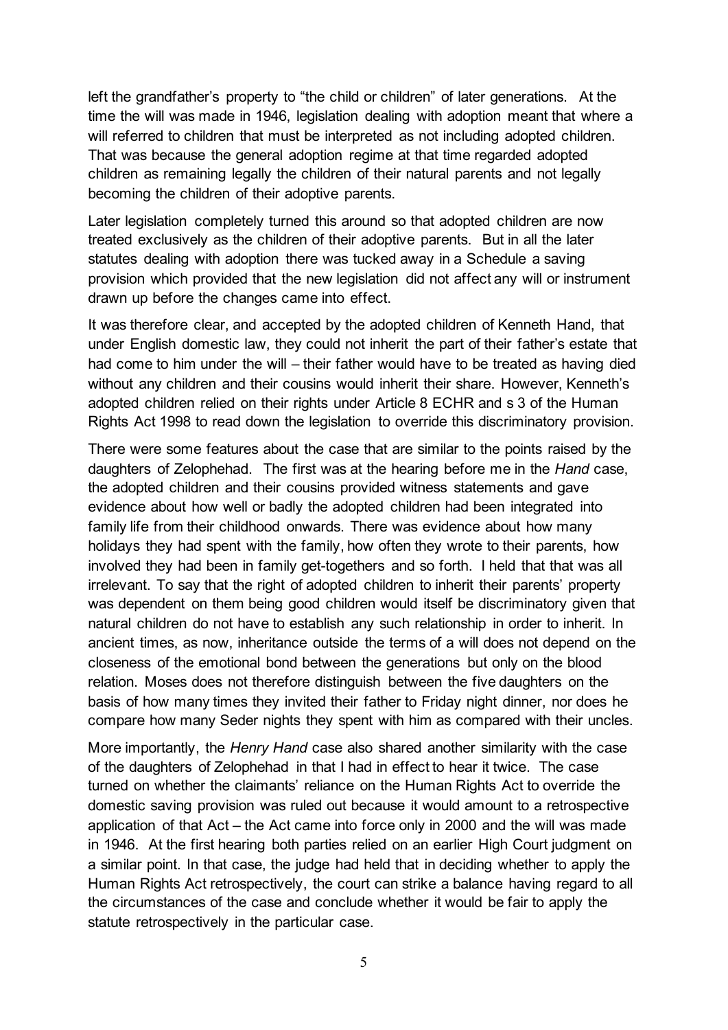left the grandfather's property to "the child or children" of later generations. At the time the will was made in 1946, legislation dealing with adoption meant that where a will referred to children that must be interpreted as not including adopted children. That was because the general adoption regime at that time regarded adopted children as remaining legally the children of their natural parents and not legally becoming the children of their adoptive parents.

Later legislation completely turned this around so that adopted children are now treated exclusively as the children of their adoptive parents. But in all the later statutes dealing with adoption there was tucked away in a Schedule a saving provision which provided that the new legislation did not affect any will or instrument drawn up before the changes came into effect.

It was therefore clear, and accepted by the adopted children of Kenneth Hand, that under English domestic law, they could not inherit the part of their father's estate that had come to him under the will – their father would have to be treated as having died without any children and their cousins would inherit their share. However, Kenneth's adopted children relied on their rights under Article 8 ECHR and s 3 of the Human Rights Act 1998 to read down the legislation to override this discriminatory provision.

There were some features about the case that are similar to the points raised by the daughters of Zelophehad. The first was at the hearing before me in the *Hand* case, the adopted children and their cousins provided witness statements and gave evidence about how well or badly the adopted children had been integrated into family life from their childhood onwards. There was evidence about how many holidays they had spent with the family, how often they wrote to their parents, how involved they had been in family get-togethers and so forth. I held that that was all irrelevant. To say that the right of adopted children to inherit their parents' property was dependent on them being good children would itself be discriminatory given that natural children do not have to establish any such relationship in order to inherit. In ancient times, as now, inheritance outside the terms of a will does not depend on the closeness of the emotional bond between the generations but only on the blood relation. Moses does not therefore distinguish between the five daughters on the basis of how many times they invited their father to Friday night dinner, nor does he compare how many Seder nights they spent with him as compared with their uncles.

More importantly, the *Henry Hand* case also shared another similarity with the case of the daughters of Zelophehad in that I had in effect to hear it twice. The case turned on whether the claimants' reliance on the Human Rights Act to override the domestic saving provision was ruled out because it would amount to a retrospective application of that Act – the Act came into force only in 2000 and the will was made in 1946. At the first hearing both parties relied on an earlier High Court judgment on a similar point. In that case, the judge had held that in deciding whether to apply the Human Rights Act retrospectively, the court can strike a balance having regard to all the circumstances of the case and conclude whether it would be fair to apply the statute retrospectively in the particular case.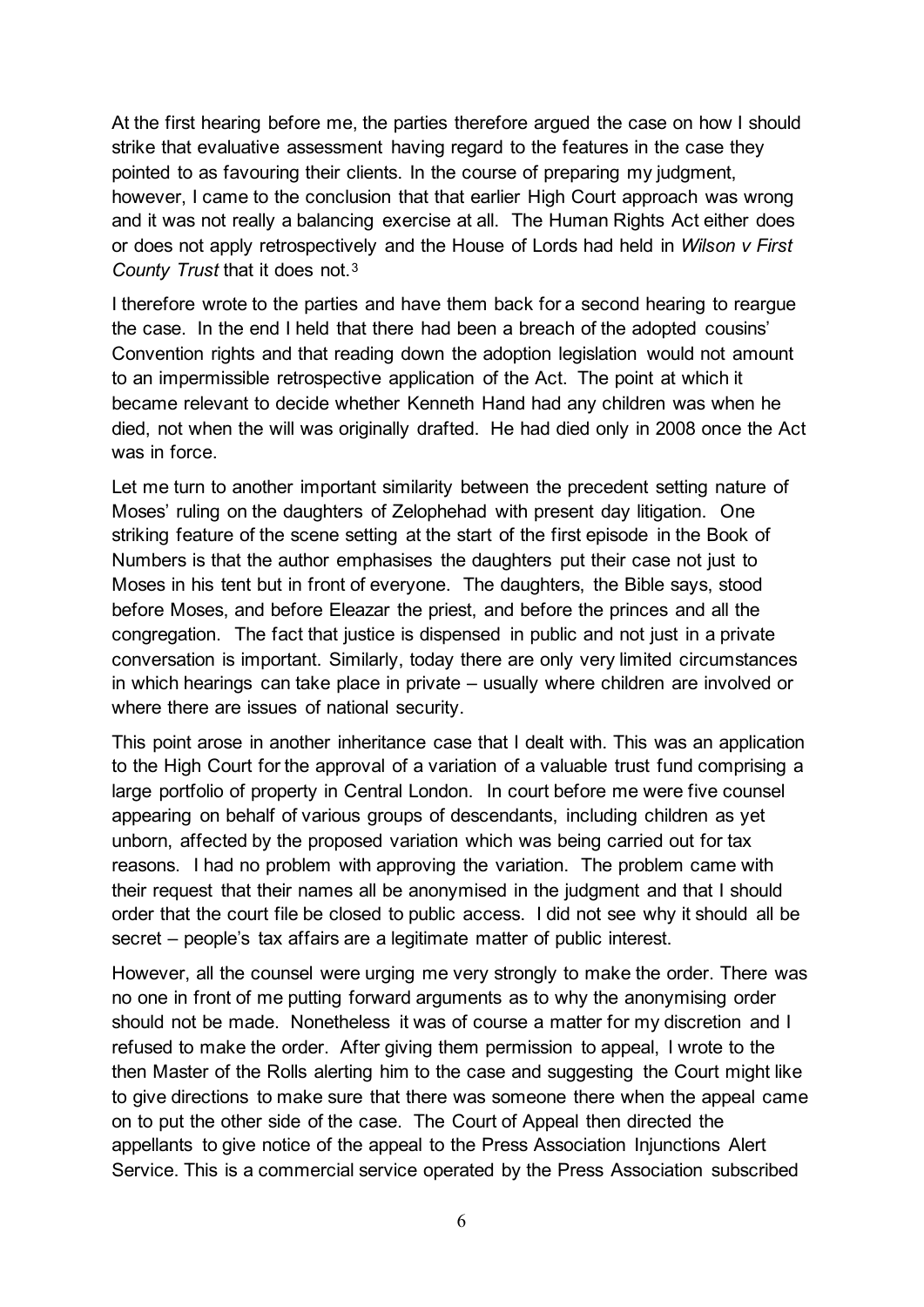At the first hearing before me, the parties therefore argued the case on how I should strike that evaluative assessment having regard to the features in the case they pointed to as favouring their clients. In the course of preparing my judgment, however, I came to the conclusion that that earlier High Court approach was wrong and it was not really a balancing exercise at all. The Human Rights Act either does or does not apply retrospectively and the House of Lords had held in *Wilson v First County Trust* that it does not.[3]

I therefore wrote to the parties and have them back for a second hearing to reargue the case. In the end I held that there had been a breach of the adopted cousins' Convention rights and that reading down the adoption legislation would not amount to an impermissible retrospective application of the Act. The point at which it became relevant to decide whether Kenneth Hand had any children was when he died, not when the will was originally drafted. He had died only in 2008 once the Act was in force.

Let me turn to another important similarity between the precedent setting nature of Moses' ruling on the daughters of Zelophehad with present day litigation. One striking feature of the scene setting at the start of the first episode in the Book of Numbers is that the author emphasises the daughters put their case not just to Moses in his tent but in front of everyone. The daughters, the Bible says, stood before Moses, and before Eleazar the priest, and before the princes and all the congregation. The fact that justice is dispensed in public and not just in a private conversation is important. Similarly, today there are only very limited circumstances in which hearings can take place in private – usually where children are involved or where there are issues of national security.

This point arose in another inheritance case that I dealt with. This was an application to the High Court for the approval of a variation of a valuable trust fund comprising a large portfolio of property in Central London. In court before me were five counsel appearing on behalf of various groups of descendants, including children as yet unborn, affected by the proposed variation which was being carried out for tax reasons. I had no problem with approving the variation. The problem came with their request that their names all be anonymised in the judgment and that I should order that the court file be closed to public access. I did not see why it should all be secret – people's tax affairs are a legitimate matter of public interest.

However, all the counsel were urging me very strongly to make the order. There was no one in front of me putting forward arguments as to why the anonymising order should not be made. Nonetheless it was of course a matter for my discretion and I refused to make the order. After giving them permission to appeal, I wrote to the then Master of the Rolls alerting him to the case and suggesting the Court might like to give directions to make sure that there was someone there when the appeal came on to put the other side of the case. The Court of Appeal then directed the appellants to give notice of the appeal to the Press Association Injunctions Alert Service. This is a commercial service operated by the Press Association subscribed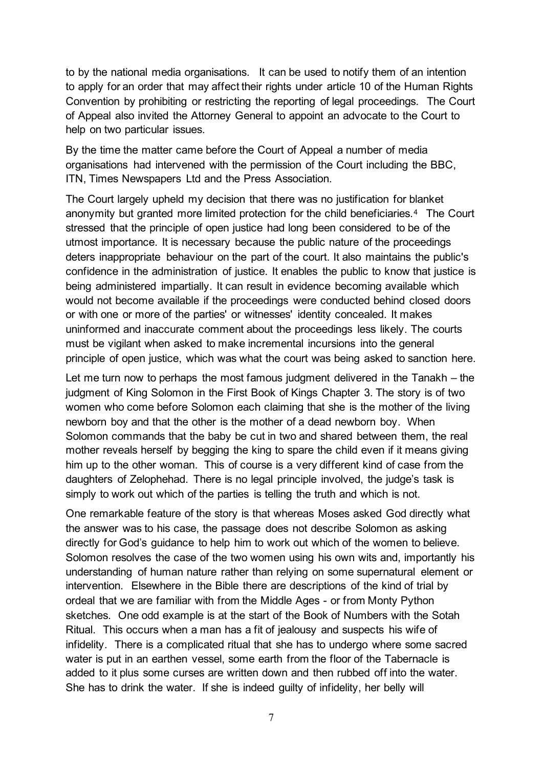to by the national media organisations. It can be used to notify them of an intention to apply for an order that may affect their rights under article 10 of the Human Rights Convention by prohibiting or restricting the reporting of legal proceedings. The Court of Appeal also invited the Attorney General to appoint an advocate to the Court to help on two particular issues.

By the time the matter came before the Court of Appeal a number of media organisations had intervened with the permission of the Court including the BBC, ITN, Times Newspapers Ltd and the Press Association.

The Court largely upheld my decision that there was no justification for blanket anonymity but granted more limited protection for the child beneficiaries.[4] The Court stressed that the principle of open justice had long been considered to be of the utmost importance. It is necessary because the public nature of the proceedings deters inappropriate behaviour on the part of the court. It also maintains the public's confidence in the administration of justice. It enables the public to know that justice is being administered impartially. It can result in evidence becoming available which would not become available if the proceedings were conducted behind closed doors or with one or more of the parties' or witnesses' identity concealed. It makes uninformed and inaccurate comment about the proceedings less likely. The courts must be vigilant when asked to make incremental incursions into the general principle of open justice, which was what the court was being asked to sanction here.

Let me turn now to perhaps the most famous judgment delivered in the Tanakh – the judgment of King Solomon in the First Book of Kings Chapter 3. The story is of two women who come before Solomon each claiming that she is the mother of the living newborn boy and that the other is the mother of a dead newborn boy. When Solomon commands that the baby be cut in two and shared between them, the real mother reveals herself by begging the king to spare the child even if it means giving him up to the other woman. This of course is a very different kind of case from the daughters of Zelophehad. There is no legal principle involved, the judge's task is simply to work out which of the parties is telling the truth and which is not.

One remarkable feature of the story is that whereas Moses asked God directly what the answer was to his case, the passage does not describe Solomon as asking directly for God's guidance to help him to work out which of the women to believe. Solomon resolves the case of the two women using his own wits and, importantly his understanding of human nature rather than relying on some supernatural element or intervention. Elsewhere in the Bible there are descriptions of the kind of trial by ordeal that we are familiar with from the Middle Ages - or from Monty Python sketches. One odd example is at the start of the Book of Numbers with the Sotah Ritual. This occurs when a man has a fit of jealousy and suspects his wife of infidelity. There is a complicated ritual that she has to undergo where some sacred water is put in an earthen vessel, some earth from the floor of the Tabernacle is added to it plus some curses are written down and then rubbed off into the water. She has to drink the water. If she is indeed guilty of infidelity, her belly will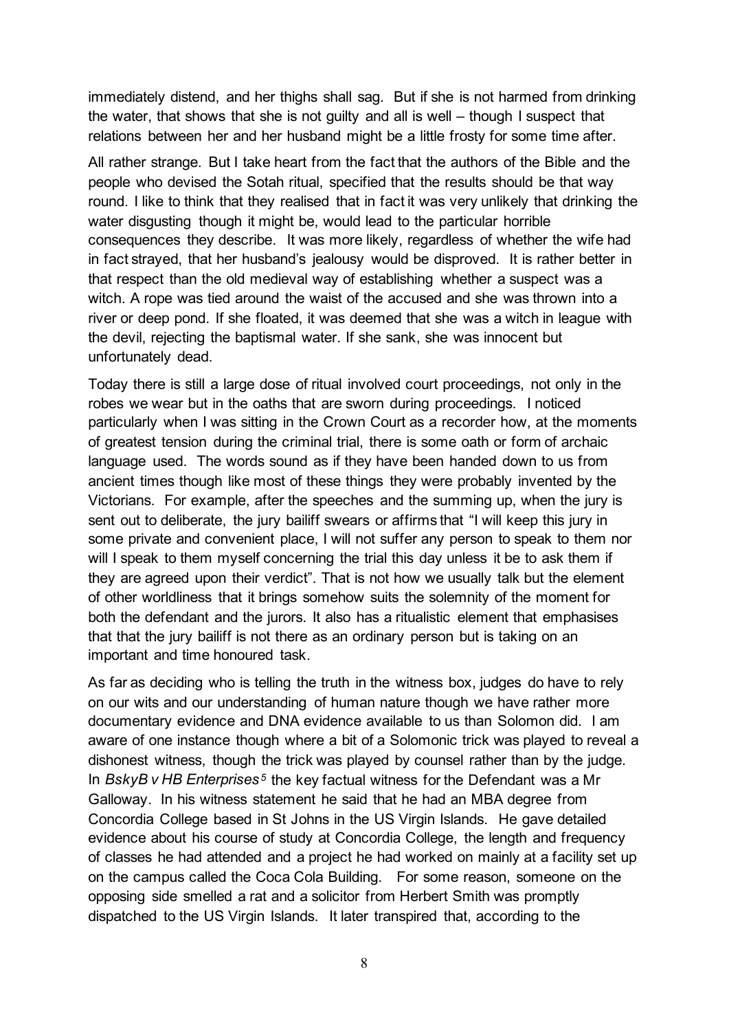immediately distend, and her thighs shall sag. But if she is not harmed from drinking the water, that shows that she is not guilty and all is well – though I suspect that relations between her and her husband might be a little frosty for some time after.

All rather strange. But I take heart from the fact that the authors of the Bible and the people who devised the Sotah ritual, specified that the results should be that way round. I like to think that they realised that in fact it was very unlikely that drinking the water disgusting though it might be, would lead to the particular horrible consequences they describe. It was more likely, regardless of whether the wife had in fact strayed, that her husband's jealousy would be disproved. It is rather better in that respect than the old medieval way of establishing whether a suspect was a witch. A rope was tied around the waist of the accused and she was thrown into a river or deep pond. If she floated, it was deemed that she was a witch in league with the devil, rejecting the baptismal water. If she sank, she was innocent but unfortunately dead.

Today there is still a large dose of ritual involved court proceedings, not only in the robes we wear but in the oaths that are sworn during proceedings. I noticed particularly when I was sitting in the Crown Court as a recorder how, at the moments of greatest tension during the criminal trial, there is some oath or form of archaic language used. The words sound as if they have been handed down to us from ancient times though like most of these things they were probably invented by the Victorians. For example, after the speeches and the summing up, when the jury is sent out to deliberate, the jury bailiff swears or affirms that "I will keep this jury in some private and convenient place, I will not suffer any person to speak to them nor will I speak to them myself concerning the trial this day unless it be to ask them if they are agreed upon their verdict". That is not how we usually talk but the element of other worldliness that it brings somehow suits the solemnity of the moment for both the defendant and the jurors. It also has a ritualistic element that emphasises that that the jury bailiff is not there as an ordinary person but is taking on an important and time honoured task.

As far as deciding who is telling the truth in the witness box, judges do have to rely on our wits and our understanding of human nature though we have rather more documentary evidence and DNA evidence available to us than Solomon did. I am aware of one instance though where a bit of a Solomonic trick was played to reveal a dishonest witness, though the trick was played by counsel rather than by the judge. In *BskyB v HB Enterprises*[5] the key factual witness for the Defendant was a Mr Galloway. In his witness statement he said that he had an MBA degree from Concordia College based in St Johns in the US Virgin Islands. He gave detailed evidence about his course of study at Concordia College, the length and frequency of classes he had attended and a project he had worked on mainly at a facility set up on the campus called the Coca Cola Building. For some reason, someone on the opposing side smelled a rat and a solicitor from Herbert Smith was promptly dispatched to the US Virgin Islands. It later transpired that, according to the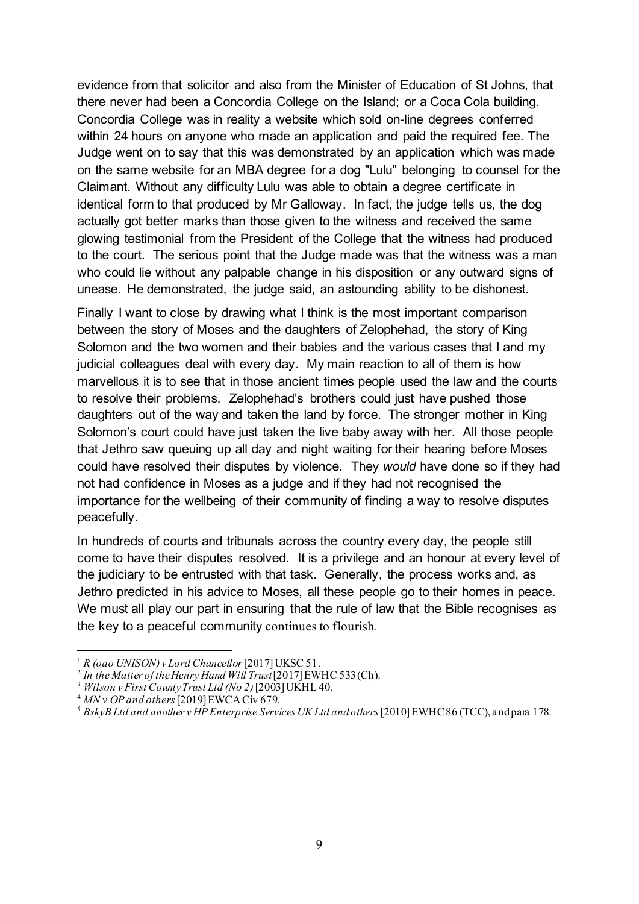evidence from that solicitor and also from the Minister of Education of St Johns, that there never had been a Concordia College on the Island; or a Coca Cola building. Concordia College was in reality a website which sold on-line degrees conferred within 24 hours on anyone who made an application and paid the required fee. The Judge went on to say that this was demonstrated by an application which was made on the same website for an MBA degree for a dog "Lulu" belonging to counsel for the Claimant. Without any difficulty Lulu was able to obtain a degree certificate in identical form to that produced by Mr Galloway. In fact, the judge tells us, the dog actually got better marks than those given to the witness and received the same glowing testimonial from the President of the College that the witness had produced to the court. The serious point that the Judge made was that the witness was a man who could lie without any palpable change in his disposition or any outward signs of unease. He demonstrated, the judge said, an astounding ability to be dishonest.

Finally I want to close by drawing what I think is the most important comparison between the story of Moses and the daughters of Zelophehad, the story of King Solomon and the two women and their babies and the various cases that I and my judicial colleagues deal with every day. My main reaction to all of them is how marvellous it is to see that in those ancient times people used the law and the courts to resolve their problems. Zelophehad's brothers could just have pushed those daughters out of the way and taken the land by force. The stronger mother in King Solomon's court could have just taken the live baby away with her. All those people that Jethro saw queuing up all day and night waiting for their hearing before Moses could have resolved their disputes by violence. They *would* have done so if they had not had confidence in Moses as a judge and if they had not recognised the importance for the wellbeing of their community of finding a way to resolve disputes peacefully.

In hundreds of courts and tribunals across the country every day, the people still come to have their disputes resolved. It is a privilege and an honour at every level of the judiciary to be entrusted with that task. Generally, the process works and, as Jethro predicted in his advice to Moses, all these people go to their homes in peace. We must all play our part in ensuring that the rule of law that the Bible recognises as the key to a peaceful community continues to flourish.

---

[1] *R (oao UNISON) v Lord Chancellor* [2017] UKSC 51.

[2] *In the Matter of the Henry Hand Will Trust* [2017] EWHC 533 (Ch).

[3] *Wilson v First County Trust Ltd (No 2)* [2003] UKHL 40.

[4] *MN v OP and others* [2019] EWCA Civ 679.

[5] *BskyB Ltd and another v HP Enterprise Services UK Ltd and others* [2010] EWHC 86 (TCC), and para 178.